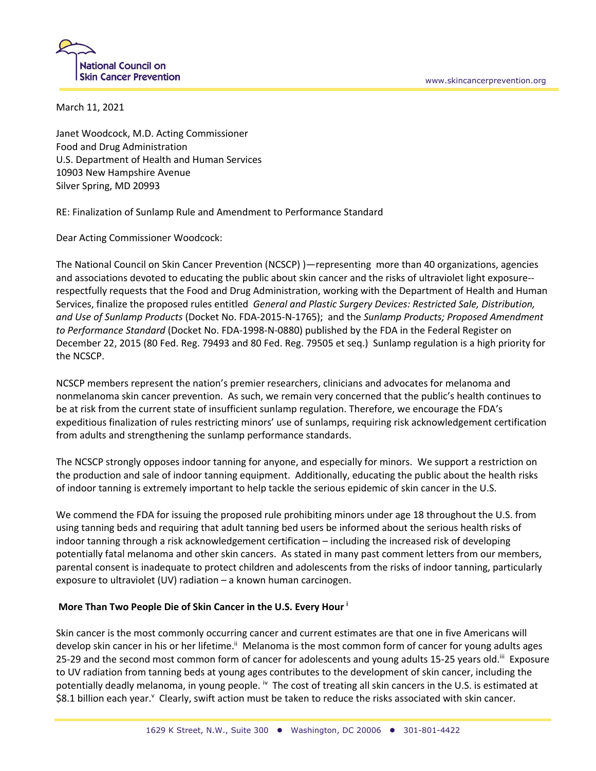**National Council on Skin Cancer Prevention**

www.skincancerprevention.org

March 11, 2021

Janet Woodcock, M.D. Acting Commissioner
Food and Drug Administration
U.S. Department of Health and Human Services
10903 New Hampshire Avenue
Silver Spring, MD 20993

RE: Finalization of Sunlamp Rule and Amendment to Performance Standard

Dear Acting Commissioner Woodcock:

The National Council on Skin Cancer Prevention (NCSCP) )—representing more than 40 organizations, agencies and associations devoted to educating the public about skin cancer and the risks of ultraviolet light exposure--respectfully requests that the Food and Drug Administration, working with the Department of Health and Human Services, finalize the proposed rules entitled *General and Plastic Surgery Devices: Restricted Sale, Distribution, and Use of Sunlamp Products* (Docket No. FDA-2015-N-1765); and the *Sunlamp Products; Proposed Amendment to Performance Standard* (Docket No. FDA-1998-N-0880) published by the FDA in the Federal Register on December 22, 2015 (80 Fed. Reg. 79493 and 80 Fed. Reg. 79505 et seq.) Sunlamp regulation is a high priority for the NCSCP.

NCSCP members represent the nation's premier researchers, clinicians and advocates for melanoma and nonmelanoma skin cancer prevention. As such, we remain very concerned that the public's health continues to be at risk from the current state of insufficient sunlamp regulation. Therefore, we encourage the FDA's expeditious finalization of rules restricting minors' use of sunlamps, requiring risk acknowledgement certification from adults and strengthening the sunlamp performance standards.

The NCSCP strongly opposes indoor tanning for anyone, and especially for minors. We support a restriction on the production and sale of indoor tanning equipment. Additionally, educating the public about the health risks of indoor tanning is extremely important to help tackle the serious epidemic of skin cancer in the U.S.

We commend the FDA for issuing the proposed rule prohibiting minors under age 18 throughout the U.S. from using tanning beds and requiring that adult tanning bed users be informed about the serious health risks of indoor tanning through a risk acknowledgement certification – including the increased risk of developing potentially fatal melanoma and other skin cancers. As stated in many past comment letters from our members, parental consent is inadequate to protect children and adolescents from the risks of indoor tanning, particularly exposure to ultraviolet (UV) radiation – a known human carcinogen.

**More Than Two People Die of Skin Cancer in the U.S. Every Hour [i]**

Skin cancer is the most commonly occurring cancer and current estimates are that one in five Americans will develop skin cancer in his or her lifetime.[ii] Melanoma is the most common form of cancer for young adults ages 25-29 and the second most common form of cancer for adolescents and young adults 15-25 years old.[iii] Exposure to UV radiation from tanning beds at young ages contributes to the development of skin cancer, including the potentially deadly melanoma, in young people.[iv] The cost of treating all skin cancers in the U.S. is estimated at $8.1 billion each year.[v] Clearly, swift action must be taken to reduce the risks associated with skin cancer.

1629 K Street, N.W., Suite 300 ● Washington, DC 20006 ● 301-801-4422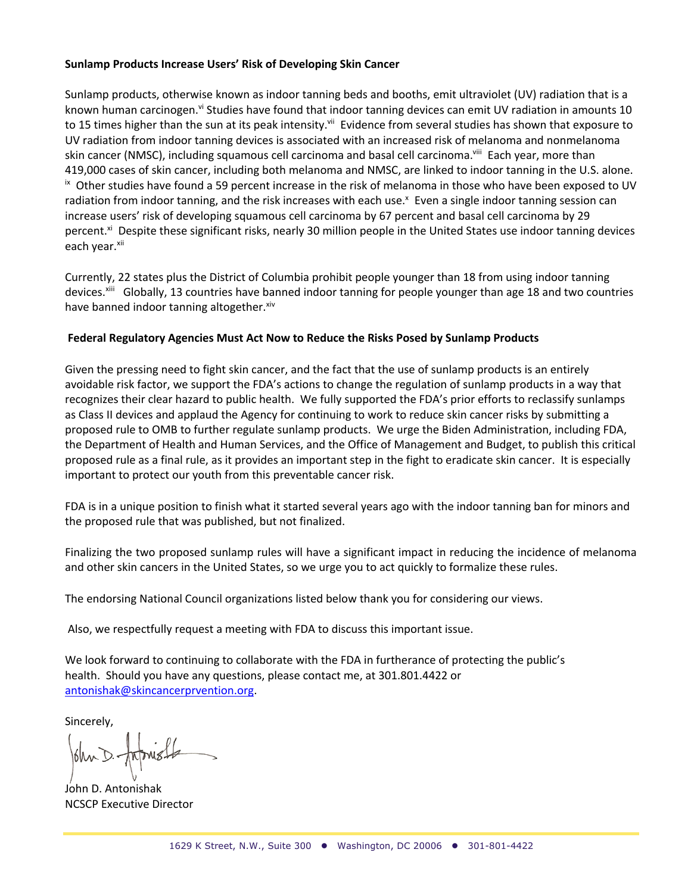**Sunlamp Products Increase Users' Risk of Developing Skin Cancer**

Sunlamp products, otherwise known as indoor tanning beds and booths, emit ultraviolet (UV) radiation that is a known human carcinogen.[vi] Studies have found that indoor tanning devices can emit UV radiation in amounts 10 to 15 times higher than the sun at its peak intensity.[vii] Evidence from several studies has shown that exposure to UV radiation from indoor tanning devices is associated with an increased risk of melanoma and nonmelanoma skin cancer (NMSC), including squamous cell carcinoma and basal cell carcinoma.[viii] Each year, more than 419,000 cases of skin cancer, including both melanoma and NMSC, are linked to indoor tanning in the U.S. alone.[ix] Other studies have found a 59 percent increase in the risk of melanoma in those who have been exposed to UV radiation from indoor tanning, and the risk increases with each use.[x] Even a single indoor tanning session can increase users' risk of developing squamous cell carcinoma by 67 percent and basal cell carcinoma by 29 percent.[xi] Despite these significant risks, nearly 30 million people in the United States use indoor tanning devices each year.[xii]

Currently, 22 states plus the District of Columbia prohibit people younger than 18 from using indoor tanning devices.[xiii] Globally, 13 countries have banned indoor tanning for people younger than age 18 and two countries have banned indoor tanning altogether.[xiv]

**Federal Regulatory Agencies Must Act Now to Reduce the Risks Posed by Sunlamp Products**

Given the pressing need to fight skin cancer, and the fact that the use of sunlamp products is an entirely avoidable risk factor, we support the FDA's actions to change the regulation of sunlamp products in a way that recognizes their clear hazard to public health. We fully supported the FDA's prior efforts to reclassify sunlamps as Class II devices and applaud the Agency for continuing to work to reduce skin cancer risks by submitting a proposed rule to OMB to further regulate sunlamp products. We urge the Biden Administration, including FDA, the Department of Health and Human Services, and the Office of Management and Budget, to publish this critical proposed rule as a final rule, as it provides an important step in the fight to eradicate skin cancer. It is especially important to protect our youth from this preventable cancer risk.

FDA is in a unique position to finish what it started several years ago with the indoor tanning ban for minors and the proposed rule that was published, but not finalized.

Finalizing the two proposed sunlamp rules will have a significant impact in reducing the incidence of melanoma and other skin cancers in the United States, so we urge you to act quickly to formalize these rules.

The endorsing National Council organizations listed below thank you for considering our views.

Also, we respectfully request a meeting with FDA to discuss this important issue.

We look forward to continuing to collaborate with the FDA in furtherance of protecting the public's health. Should you have any questions, please contact me, at 301.801.4422 or antonishak@skincancerprvention.org.

Sincerely,

John D. Antonishak
NCSCP Executive Director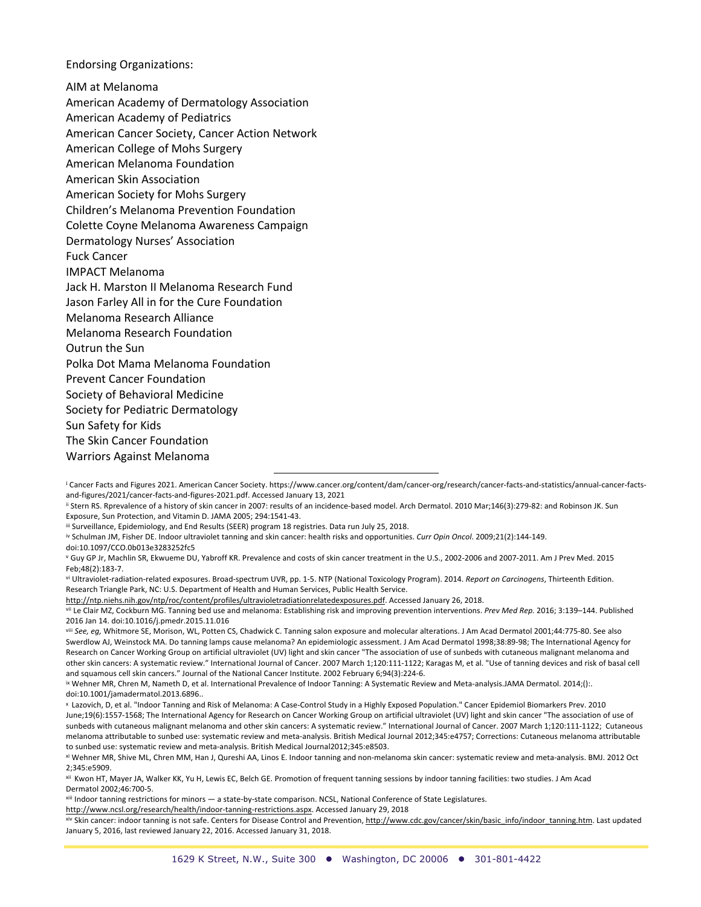Endorsing Organizations:

AIM at Melanoma
American Academy of Dermatology Association
American Academy of Pediatrics
American Cancer Society, Cancer Action Network
American College of Mohs Surgery
American Melanoma Foundation
American Skin Association
American Society for Mohs Surgery
Children's Melanoma Prevention Foundation
Colette Coyne Melanoma Awareness Campaign
Dermatology Nurses' Association
Fuck Cancer
IMPACT Melanoma
Jack H. Marston II Melanoma Research Fund
Jason Farley All in for the Cure Foundation
Melanoma Research Alliance
Melanoma Research Foundation
Outrun the Sun
Polka Dot Mama Melanoma Foundation
Prevent Cancer Foundation
Society of Behavioral Medicine
Society for Pediatric Dermatology
Sun Safety for Kids
The Skin Cancer Foundation
Warriors Against Melanoma

---

[i] Cancer Facts and Figures 2021. American Cancer Society. https://www.cancer.org/content/dam/cancer-org/research/cancer-facts-and-statistics/annual-cancer-facts-and-figures/2021/cancer-facts-and-figures-2021.pdf. Accessed January 13, 2021

[ii] Stern RS. Rprevalence of a history of skin cancer in 2007: results of an incidence-based model. Arch Dermatol. 2010 Mar;146(3):279-82: and Robinson JK. Sun Exposure, Sun Protection, and Vitamin D. JAMA 2005; 294:1541-43.

[iii] Surveillance, Epidemiology, and End Results (SEER) program 18 registries. Data run July 25, 2018.

[iv] Schulman JM, Fisher DE. Indoor ultraviolet tanning and skin cancer: health risks and opportunities. *Curr Opin Oncol*. 2009;21(2):144-149. doi:10.1097/CCO.0b013e3283252fc5

[v] Guy GP Jr, Machlin SR, Ekwueme DU, Yabroff KR. Prevalence and costs of skin cancer treatment in the U.S., 2002-2006 and 2007-2011. Am J Prev Med. 2015 Feb;48(2):183-7.

[vi] Ultraviolet-radiation-related exposures. Broad-spectrum UVR, pp. 1-5. NTP (National Toxicology Program). 2014. *Report on Carcinogens*, Thirteenth Edition. Research Triangle Park, NC: U.S. Department of Health and Human Services, Public Health Service. http://ntp.niehs.nih.gov/ntp/roc/content/profiles/ultravioletradiationrelatedexposures.pdf. Accessed January 26, 2018.

[vii] Le Clair MZ, Cockburn MG. Tanning bed use and melanoma: Establishing risk and improving prevention interventions. *Prev Med Rep.* 2016; 3:139–144. Published 2016 Jan 14. doi:10.1016/j.pmedr.2015.11.016

[viii] *See, eg,* Whitmore SE, Morison, WL, Potten CS, Chadwick C. Tanning salon exposure and molecular alterations. J Am Acad Dermatol 2001;44:775-80. See also Swerdlow AJ, Weinstock MA. Do tanning lamps cause melanoma? An epidemiologic assessment. J Am Acad Dermatol 1998;38:89-98; The International Agency for Research on Cancer Working Group on artificial ultraviolet (UV) light and skin cancer "The association of use of sunbeds with cutaneous malignant melanoma and other skin cancers: A systematic review." International Journal of Cancer. 2007 March 1;120:111-1122; Karagas M, et al. "Use of tanning devices and risk of basal cell and squamous cell skin cancers." Journal of the National Cancer Institute. 2002 February 6;94(3):224-6.

[ix] Wehner MR, Chren M, Nameth D, et al. International Prevalence of Indoor Tanning: A Systematic Review and Meta-analysis.JAMA Dermatol. 2014;():. doi:10.1001/jamadermatol.2013.6896..

[x] Lazovich, D, et al. "Indoor Tanning and Risk of Melanoma: A Case-Control Study in a Highly Exposed Population." Cancer Epidemiol Biomarkers Prev. 2010 June;19(6):1557-1568; The International Agency for Research on Cancer Working Group on artificial ultraviolet (UV) light and skin cancer "The association of use of sunbeds with cutaneous malignant melanoma and other skin cancers: A systematic review." International Journal of Cancer. 2007 March 1;120:111-1122; Cutaneous melanoma attributable to sunbed use: systematic review and meta-analysis. British Medical Journal 2012;345:e4757; Corrections: Cutaneous melanoma attributable to sunbed use: systematic review and meta-analysis. British Medical Journal2012;345:e8503.

[xi] Wehner MR, Shive ML, Chren MM, Han J, Qureshi AA, Linos E. Indoor tanning and non-melanoma skin cancer: systematic review and meta-analysis. BMJ. 2012 Oct 2;345:e5909.

[xii] Kwon HT, Mayer JA, Walker KK, Yu H, Lewis EC, Belch GE. Promotion of frequent tanning sessions by indoor tanning facilities: two studies. J Am Acad Dermatol 2002;46:700-5.

[xiii] Indoor tanning restrictions for minors — a state-by-state comparison. NCSL, National Conference of State Legislatures. http://www.ncsl.org/research/health/indoor-tanning-restrictions.aspx. Accessed January 29, 2018

[xiv] Skin cancer: indoor tanning is not safe. Centers for Disease Control and Prevention, http://www.cdc.gov/cancer/skin/basic_info/indoor_tanning.htm. Last updated January 5, 2016, last reviewed January 22, 2016. Accessed January 31, 2018.

1629 K Street, N.W., Suite 300 • Washington, DC 20006 • 301-801-4422